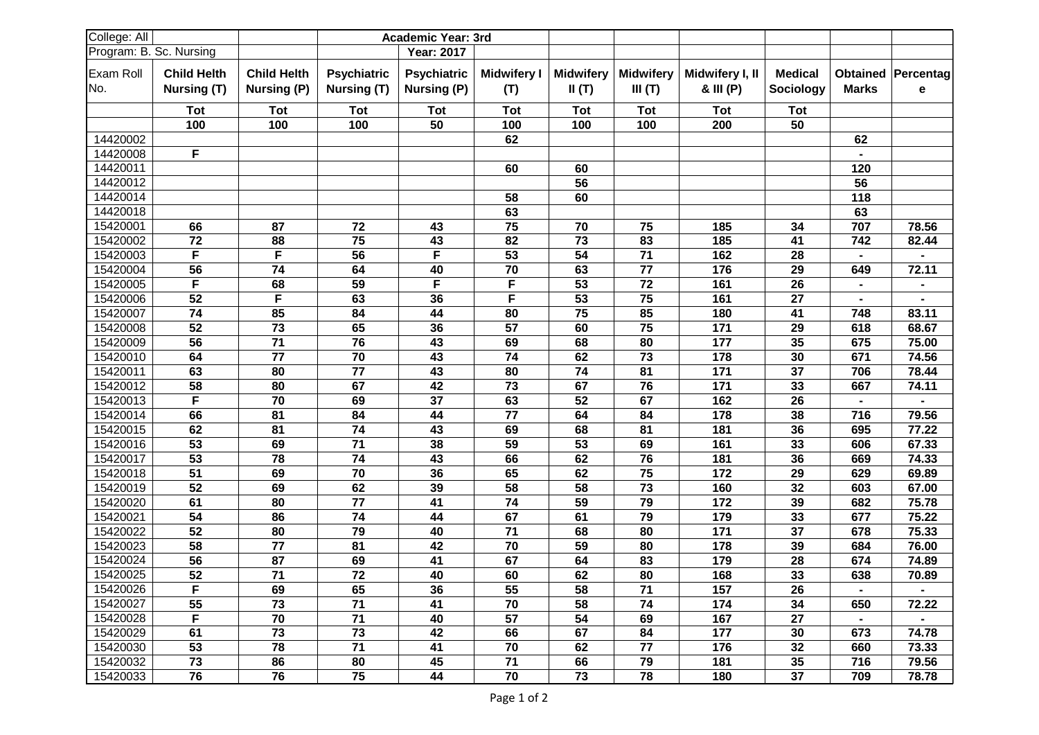| College: All | | | Academic Year: 3rd | | | | | | | | |
|---|---|---|---|---|---|---|---|---|---|---|---|
| Program: B. Sc. Nursing | | | | Year: 2017 | | | | | | | |
| Exam Roll No. | **Child Helth Nursing (T)** | **Child Helth Nursing (P)** | **Psychiatric Nursing (T)** | **Psychiatric Nursing (P)** | **Midwifery I (T)** | **Midwifery II (T)** | **Midwifery III (T)** | **Midwifery I, II & III (P)** | **Medical Sociology** | **Obtained Marks** | **Percentage** |
| | **Tot** | **Tot** | **Tot** | **Tot** | **Tot** | **Tot** | **Tot** | **Tot** | **Tot** | | |
| | **100** | **100** | **100** | **50** | **100** | **100** | **100** | **200** | **50** | | |
| 14420002 | | | | | 62 | | | | | 62 | |
| 14420008 | F | | | | | | | | | - | |
| 14420011 | | | | | 60 | 60 | | | | 120 | |
| 14420012 | | | | | | 56 | | | | 56 | |
| 14420014 | | | | | 58 | 60 | | | | 118 | |
| 14420018 | | | | | 63 | | | | | 63 | |
| 15420001 | 66 | 87 | 72 | 43 | 75 | 70 | 75 | 185 | 34 | 707 | 78.56 |
| 15420002 | 72 | 88 | 75 | 43 | 82 | 73 | 83 | 185 | 41 | 742 | 82.44 |
| 15420003 | F | F | 56 | F | 53 | 54 | 71 | 162 | 28 | - | - |
| 15420004 | 56 | 74 | 64 | 40 | 70 | 63 | 77 | 176 | 29 | 649 | 72.11 |
| 15420005 | F | 68 | 59 | F | F | 53 | 72 | 161 | 26 | - | - |
| 15420006 | 52 | F | 63 | 36 | F | 53 | 75 | 161 | 27 | - | - |
| 15420007 | 74 | 85 | 84 | 44 | 80 | 75 | 85 | 180 | 41 | 748 | 83.11 |
| 15420008 | 52 | 73 | 65 | 36 | 57 | 60 | 75 | 171 | 29 | 618 | 68.67 |
| 15420009 | 56 | 71 | 76 | 43 | 69 | 68 | 80 | 177 | 35 | 675 | 75.00 |
| 15420010 | 64 | 77 | 70 | 43 | 74 | 62 | 73 | 178 | 30 | 671 | 74.56 |
| 15420011 | 63 | 80 | 77 | 43 | 80 | 74 | 81 | 171 | 37 | 706 | 78.44 |
| 15420012 | 58 | 80 | 67 | 42 | 73 | 67 | 76 | 171 | 33 | 667 | 74.11 |
| 15420013 | F | 70 | 69 | 37 | 63 | 52 | 67 | 162 | 26 | - | - |
| 15420014 | 66 | 81 | 84 | 44 | 77 | 64 | 84 | 178 | 38 | 716 | 79.56 |
| 15420015 | 62 | 81 | 74 | 43 | 69 | 68 | 81 | 181 | 36 | 695 | 77.22 |
| 15420016 | 53 | 69 | 71 | 38 | 59 | 53 | 69 | 161 | 33 | 606 | 67.33 |
| 15420017 | 53 | 78 | 74 | 43 | 66 | 62 | 76 | 181 | 36 | 669 | 74.33 |
| 15420018 | 51 | 69 | 70 | 36 | 65 | 62 | 75 | 172 | 29 | 629 | 69.89 |
| 15420019 | 52 | 69 | 62 | 39 | 58 | 58 | 73 | 160 | 32 | 603 | 67.00 |
| 15420020 | 61 | 80 | 77 | 41 | 74 | 59 | 79 | 172 | 39 | 682 | 75.78 |
| 15420021 | 54 | 86 | 74 | 44 | 67 | 61 | 79 | 179 | 33 | 677 | 75.22 |
| 15420022 | 52 | 80 | 79 | 40 | 71 | 68 | 80 | 171 | 37 | 678 | 75.33 |
| 15420023 | 58 | 77 | 81 | 42 | 70 | 59 | 80 | 178 | 39 | 684 | 76.00 |
| 15420024 | 56 | 87 | 69 | 41 | 67 | 64 | 83 | 179 | 28 | 674 | 74.89 |
| 15420025 | 52 | 71 | 72 | 40 | 60 | 62 | 80 | 168 | 33 | 638 | 70.89 |
| 15420026 | F | 69 | 65 | 36 | 55 | 58 | 71 | 157 | 26 | - | - |
| 15420027 | 55 | 73 | 71 | 41 | 70 | 58 | 74 | 174 | 34 | 650 | 72.22 |
| 15420028 | F | 70 | 71 | 40 | 57 | 54 | 69 | 167 | 27 | - | - |
| 15420029 | 61 | 73 | 73 | 42 | 66 | 67 | 84 | 177 | 30 | 673 | 74.78 |
| 15420030 | 53 | 78 | 71 | 41 | 70 | 62 | 77 | 176 | 32 | 660 | 73.33 |
| 15420032 | 73 | 86 | 80 | 45 | 71 | 66 | 79 | 181 | 35 | 716 | 79.56 |
| 15420033 | 76 | 76 | 75 | 44 | 70 | 73 | 78 | 180 | 37 | 709 | 78.78 |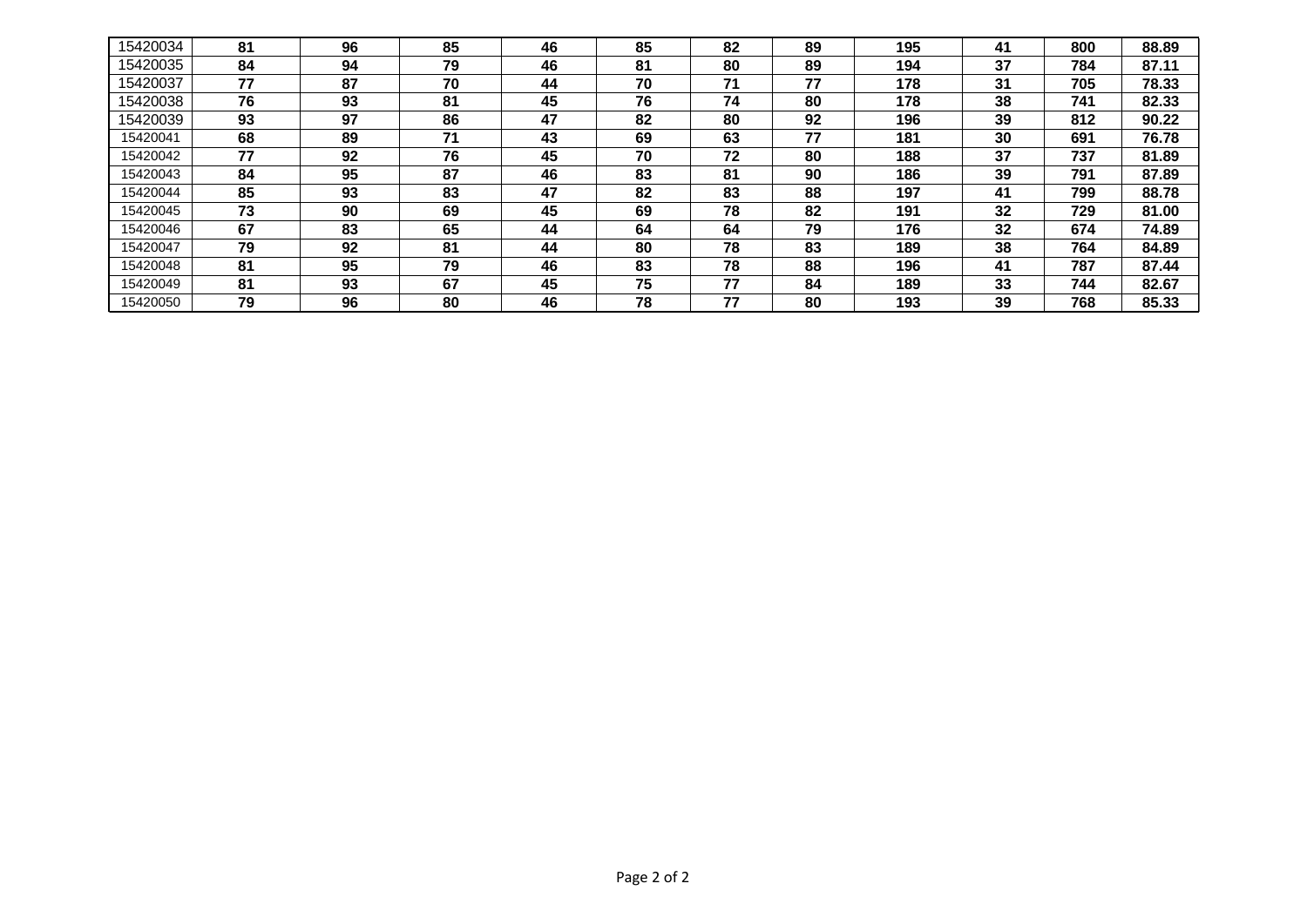| | | | | | | | | | | | |
|---|---|---|---|---|---|---|---|---|---|---|---|
| 15420034 | **81** | **96** | **85** | **46** | **85** | **82** | **89** | **195** | **41** | **800** | **88.89** |
| 15420035 | **84** | **94** | **79** | **46** | **81** | **80** | **89** | **194** | **37** | **784** | **87.11** |
| 15420037 | **77** | **87** | **70** | **44** | **70** | **71** | **77** | **178** | **31** | **705** | **78.33** |
| 15420038 | **76** | **93** | **81** | **45** | **76** | **74** | **80** | **178** | **38** | **741** | **82.33** |
| 15420039 | **93** | **97** | **86** | **47** | **82** | **80** | **92** | **196** | **39** | **812** | **90.22** |
| 15420041 | **68** | **89** | **71** | **43** | **69** | **63** | **77** | **181** | **30** | **691** | **76.78** |
| 15420042 | **77** | **92** | **76** | **45** | **70** | **72** | **80** | **188** | **37** | **737** | **81.89** |
| 15420043 | **84** | **95** | **87** | **46** | **83** | **81** | **90** | **186** | **39** | **791** | **87.89** |
| 15420044 | **85** | **93** | **83** | **47** | **82** | **83** | **88** | **197** | **41** | **799** | **88.78** |
| 15420045 | **73** | **90** | **69** | **45** | **69** | **78** | **82** | **191** | **32** | **729** | **81.00** |
| 15420046 | **67** | **83** | **65** | **44** | **64** | **64** | **79** | **176** | **32** | **674** | **74.89** |
| 15420047 | **79** | **92** | **81** | **44** | **80** | **78** | **83** | **189** | **38** | **764** | **84.89** |
| 15420048 | **81** | **95** | **79** | **46** | **83** | **78** | **88** | **196** | **41** | **787** | **87.44** |
| 15420049 | **81** | **93** | **67** | **45** | **75** | **77** | **84** | **189** | **33** | **744** | **82.67** |
| 15420050 | **79** | **96** | **80** | **46** | **78** | **77** | **80** | **193** | **39** | **768** | **85.33** |